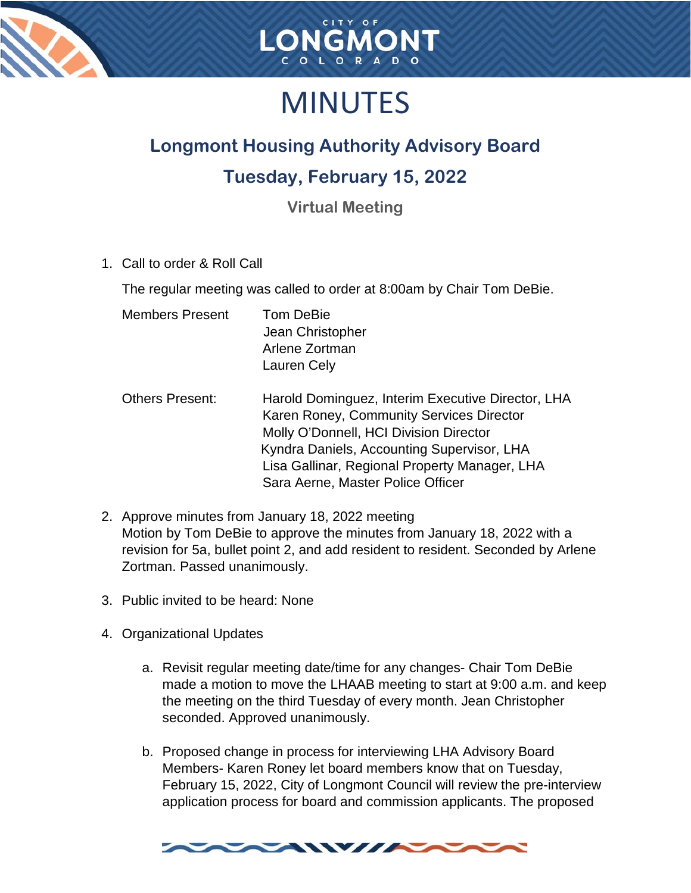# MINUTES

## Longmont Housing Authority Advisory Board

## Tuesday, February 15, 2022

### Virtual Meeting

1. Call to order & Roll Call

   The regular meeting was called to order at 8:00am by Chair Tom DeBie.

   | Members Present | Tom DeBie<br>Jean Christopher<br>Arlene Zortman<br>Lauren Cely |
   |---|---|
   | Others Present: | Harold Dominguez, Interim Executive Director, LHA<br>Karen Roney, Community Services Director<br>Molly O'Donnell, HCI Division Director<br>Kyndra Daniels, Accounting Supervisor, LHA<br>Lisa Gallinar, Regional Property Manager, LHA<br>Sara Aerne, Master Police Officer |

2. Approve minutes from January 18, 2022 meeting
   Motion by Tom DeBie to approve the minutes from January 18, 2022 with a revision for 5a, bullet point 2, and add resident to resident. Seconded by Arlene Zortman. Passed unanimously.

3. Public invited to be heard: None

4. Organizational Updates

   a. Revisit regular meeting date/time for any changes- Chair Tom DeBie made a motion to move the LHAAB meeting to start at 9:00 a.m. and keep the meeting on the third Tuesday of every month. Jean Christopher seconded. Approved unanimously.

   b. Proposed change in process for interviewing LHA Advisory Board Members- Karen Roney let board members know that on Tuesday, February 15, 2022, City of Longmont Council will review the pre-interview application process for board and commission applicants. The proposed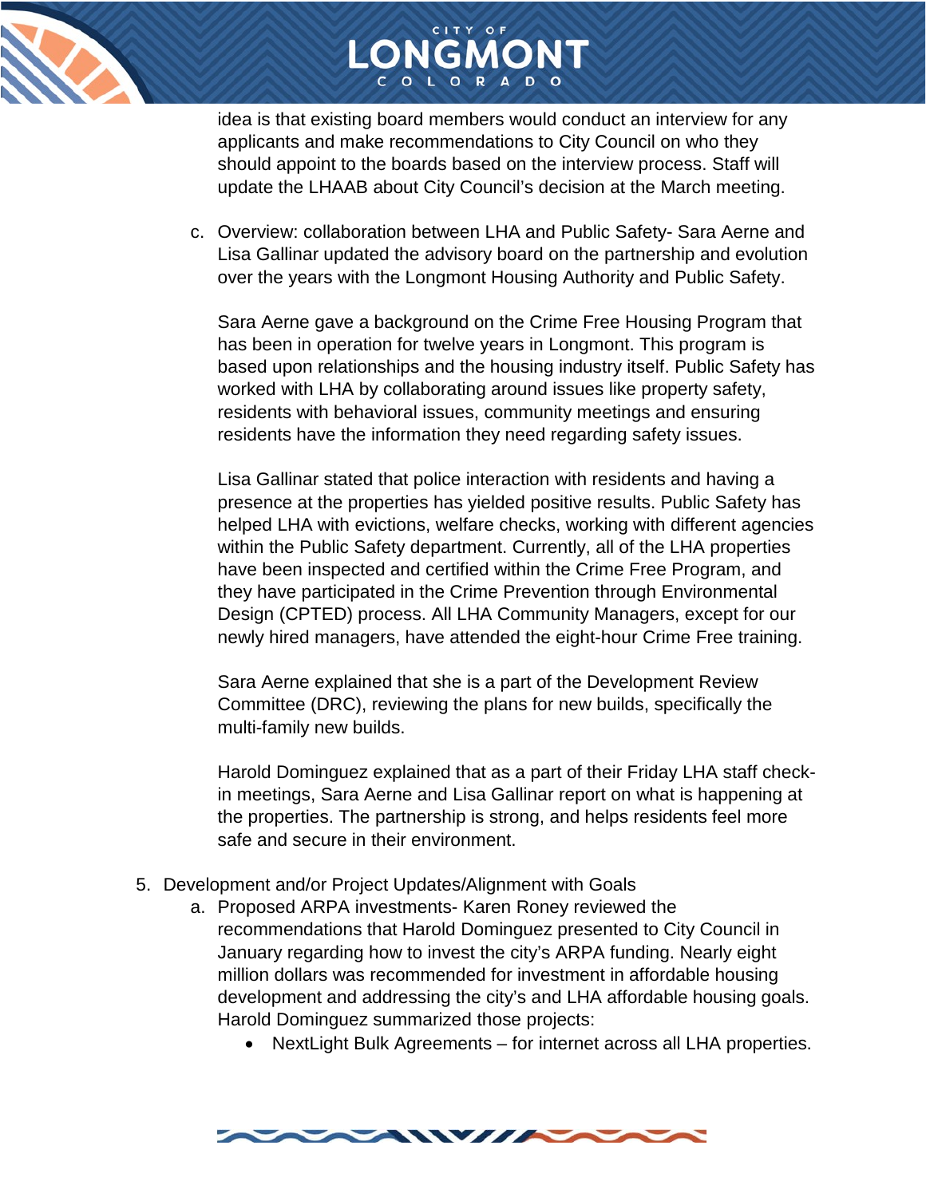idea is that existing board members would conduct an interview for any applicants and make recommendations to City Council on who they should appoint to the boards based on the interview process. Staff will update the LHAAB about City Council's decision at the March meeting.

c. Overview: collaboration between LHA and Public Safety- Sara Aerne and Lisa Gallinar updated the advisory board on the partnership and evolution over the years with the Longmont Housing Authority and Public Safety.

   Sara Aerne gave a background on the Crime Free Housing Program that has been in operation for twelve years in Longmont. This program is based upon relationships and the housing industry itself. Public Safety has worked with LHA by collaborating around issues like property safety, residents with behavioral issues, community meetings and ensuring residents have the information they need regarding safety issues.

   Lisa Gallinar stated that police interaction with residents and having a presence at the properties has yielded positive results. Public Safety has helped LHA with evictions, welfare checks, working with different agencies within the Public Safety department. Currently, all of the LHA properties have been inspected and certified within the Crime Free Program, and they have participated in the Crime Prevention through Environmental Design (CPTED) process. All LHA Community Managers, except for our newly hired managers, have attended the eight-hour Crime Free training.

   Sara Aerne explained that she is a part of the Development Review Committee (DRC), reviewing the plans for new builds, specifically the multi-family new builds.

   Harold Dominguez explained that as a part of their Friday LHA staff check-in meetings, Sara Aerne and Lisa Gallinar report on what is happening at the properties. The partnership is strong, and helps residents feel more safe and secure in their environment.

5. Development and/or Project Updates/Alignment with Goals
   a. Proposed ARPA investments- Karen Roney reviewed the recommendations that Harold Dominguez presented to City Council in January regarding how to invest the city's ARPA funding. Nearly eight million dollars was recommended for investment in affordable housing development and addressing the city's and LHA affordable housing goals. Harold Dominguez summarized those projects:
      - NextLight Bulk Agreements – for internet across all LHA properties.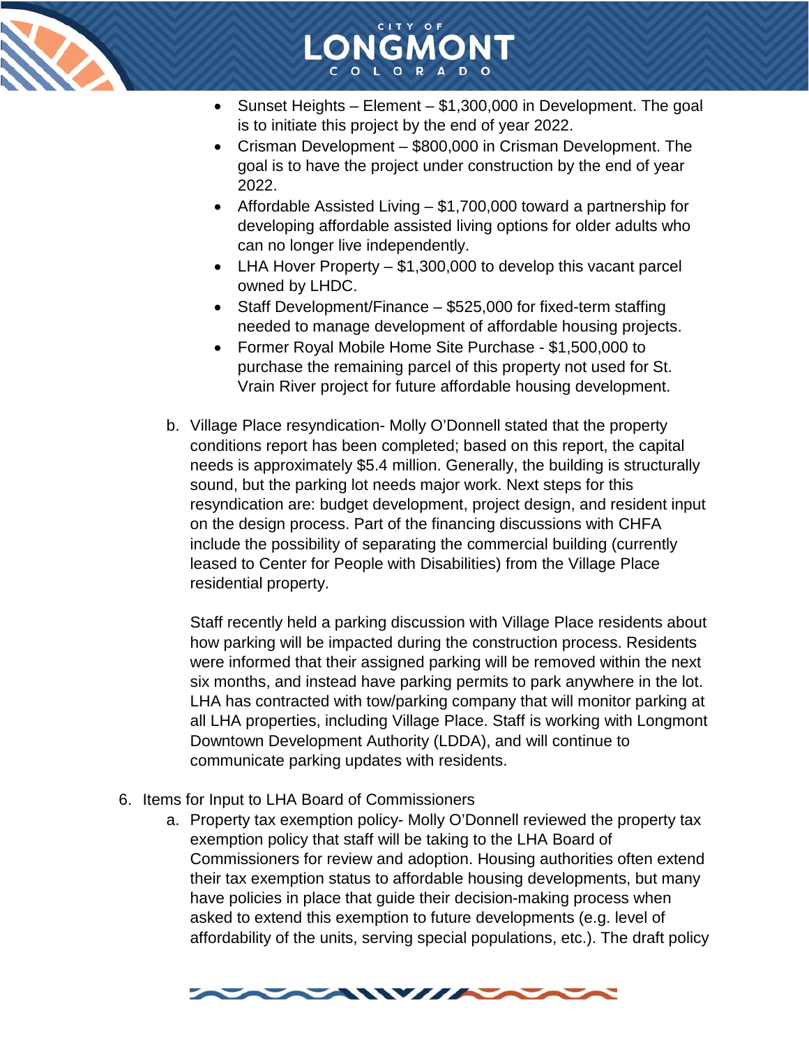- Sunset Heights – Element – $1,300,000 in Development. The goal is to initiate this project by the end of year 2022.
- Crisman Development – $800,000 in Crisman Development. The goal is to have the project under construction by the end of year 2022.
- Affordable Assisted Living – $1,700,000 toward a partnership for developing affordable assisted living options for older adults who can no longer live independently.
- LHA Hover Property – $1,300,000 to develop this vacant parcel owned by LHDC.
- Staff Development/Finance – $525,000 for fixed-term staffing needed to manage development of affordable housing projects.
- Former Royal Mobile Home Site Purchase - $1,500,000 to purchase the remaining parcel of this property not used for St. Vrain River project for future affordable housing development.

b. Village Place resyndication- Molly O'Donnell stated that the property conditions report has been completed; based on this report, the capital needs is approximately $5.4 million. Generally, the building is structurally sound, but the parking lot needs major work. Next steps for this resyndication are: budget development, project design, and resident input on the design process. Part of the financing discussions with CHFA include the possibility of separating the commercial building (currently leased to Center for People with Disabilities) from the Village Place residential property.

Staff recently held a parking discussion with Village Place residents about how parking will be impacted during the construction process. Residents were informed that their assigned parking will be removed within the next six months, and instead have parking permits to park anywhere in the lot. LHA has contracted with tow/parking company that will monitor parking at all LHA properties, including Village Place. Staff is working with Longmont Downtown Development Authority (LDDA), and will continue to communicate parking updates with residents.

6. Items for Input to LHA Board of Commissioners

a. Property tax exemption policy- Molly O'Donnell reviewed the property tax exemption policy that staff will be taking to the LHA Board of Commissioners for review and adoption. Housing authorities often extend their tax exemption status to affordable housing developments, but many have policies in place that guide their decision-making process when asked to extend this exemption to future developments (e.g. level of affordability of the units, serving special populations, etc.). The draft policy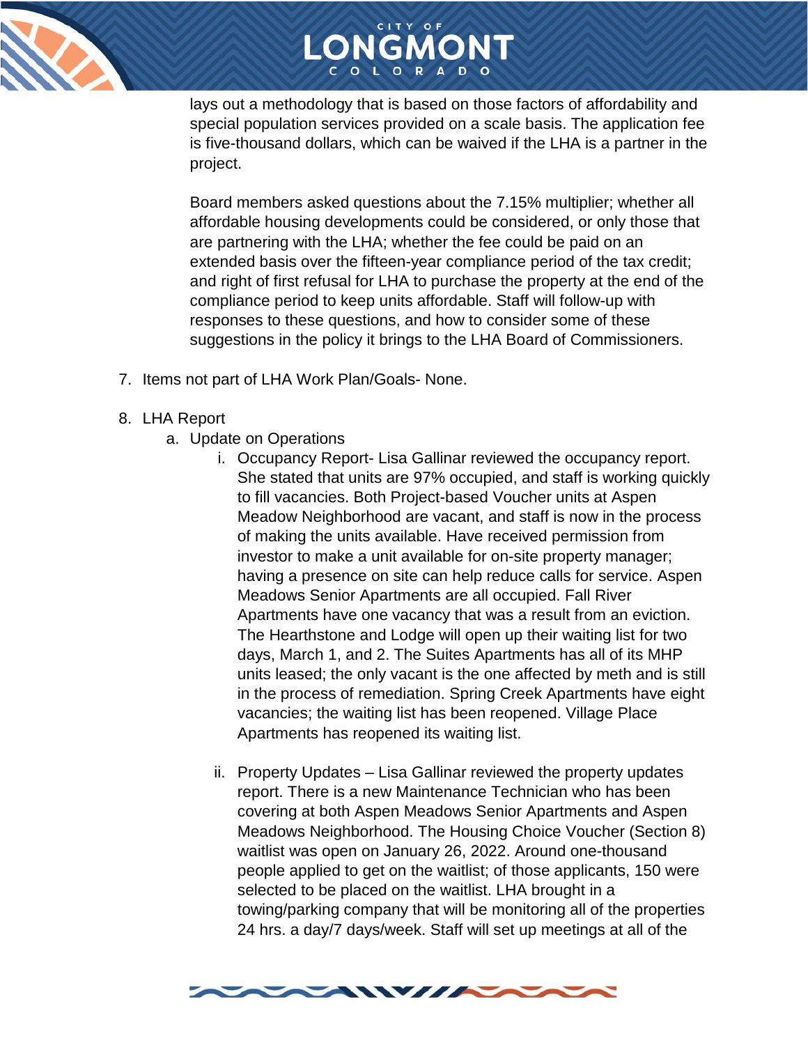lays out a methodology that is based on those factors of affordability and special population services provided on a scale basis. The application fee is five-thousand dollars, which can be waived if the LHA is a partner in the project.

Board members asked questions about the 7.15% multiplier; whether all affordable housing developments could be considered, or only those that are partnering with the LHA; whether the fee could be paid on an extended basis over the fifteen-year compliance period of the tax credit; and right of first refusal for LHA to purchase the property at the end of the compliance period to keep units affordable. Staff will follow-up with responses to these questions, and how to consider some of these suggestions in the policy it brings to the LHA Board of Commissioners.

7. Items not part of LHA Work Plan/Goals- None.

8. LHA Report
   a. Update on Operations
      i. Occupancy Report- Lisa Gallinar reviewed the occupancy report. She stated that units are 97% occupied, and staff is working quickly to fill vacancies. Both Project-based Voucher units at Aspen Meadow Neighborhood are vacant, and staff is now in the process of making the units available. Have received permission from investor to make a unit available for on-site property manager; having a presence on site can help reduce calls for service. Aspen Meadows Senior Apartments are all occupied. Fall River Apartments have one vacancy that was a result from an eviction. The Hearthstone and Lodge will open up their waiting list for two days, March 1, and 2. The Suites Apartments has all of its MHP units leased; the only vacant is the one affected by meth and is still in the process of remediation. Spring Creek Apartments have eight vacancies; the waiting list has been reopened. Village Place Apartments has reopened its waiting list.

      ii. Property Updates – Lisa Gallinar reviewed the property updates report. There is a new Maintenance Technician who has been covering at both Aspen Meadows Senior Apartments and Aspen Meadows Neighborhood. The Housing Choice Voucher (Section 8) waitlist was open on January 26, 2022. Around one-thousand people applied to get on the waitlist; of those applicants, 150 were selected to be placed on the waitlist. LHA brought in a towing/parking company that will be monitoring all of the properties 24 hrs. a day/7 days/week. Staff will set up meetings at all of the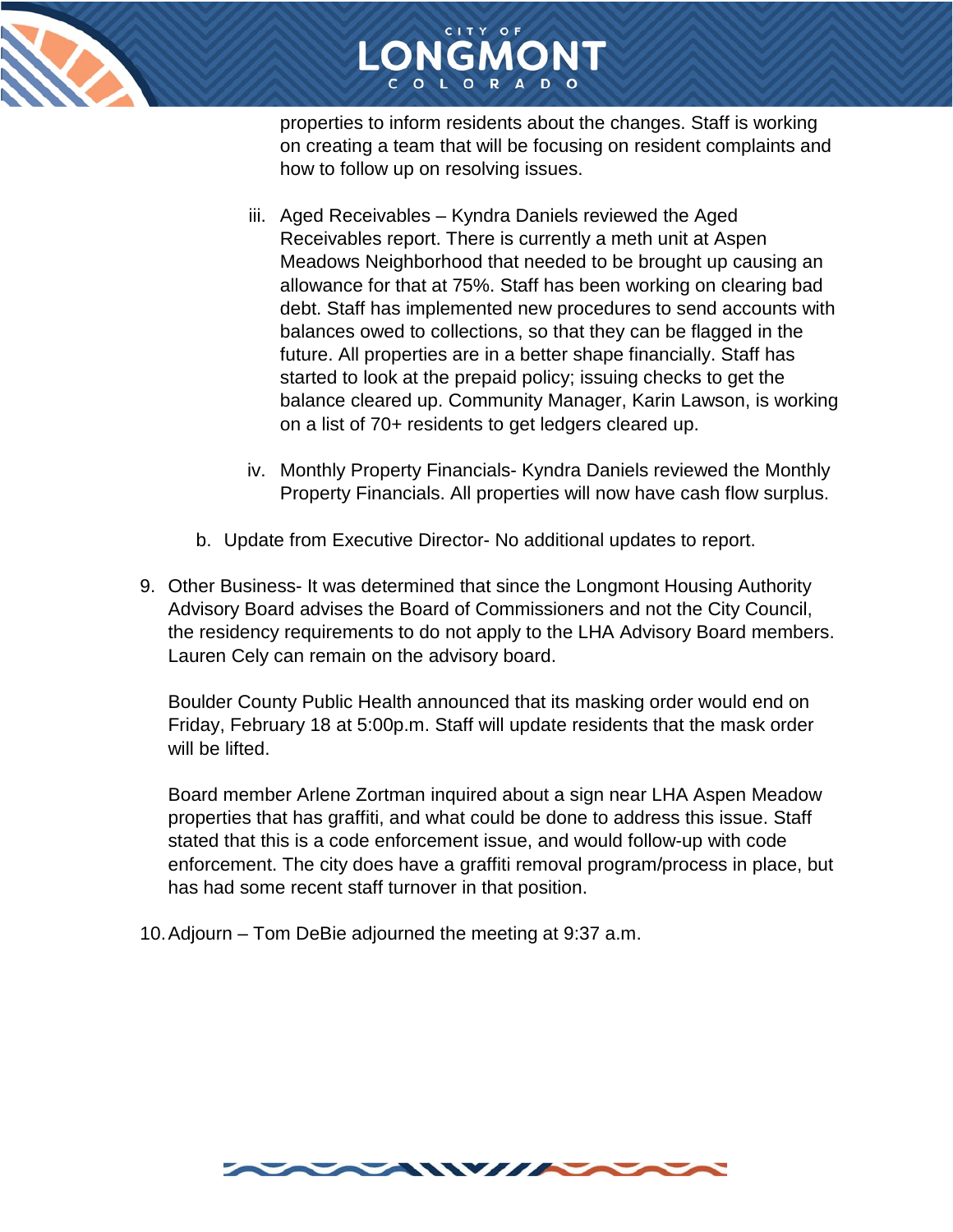properties to inform residents about the changes. Staff is working on creating a team that will be focusing on resident complaints and how to follow up on resolving issues.

iii. Aged Receivables – Kyndra Daniels reviewed the Aged Receivables report. There is currently a meth unit at Aspen Meadows Neighborhood that needed to be brought up causing an allowance for that at 75%. Staff has been working on clearing bad debt. Staff has implemented new procedures to send accounts with balances owed to collections, so that they can be flagged in the future. All properties are in a better shape financially. Staff has started to look at the prepaid policy; issuing checks to get the balance cleared up. Community Manager, Karin Lawson, is working on a list of 70+ residents to get ledgers cleared up.

iv. Monthly Property Financials- Kyndra Daniels reviewed the Monthly Property Financials. All properties will now have cash flow surplus.

b. Update from Executive Director- No additional updates to report.

9. Other Business- It was determined that since the Longmont Housing Authority Advisory Board advises the Board of Commissioners and not the City Council, the residency requirements to do not apply to the LHA Advisory Board members. Lauren Cely can remain on the advisory board.

   Boulder County Public Health announced that its masking order would end on Friday, February 18 at 5:00p.m. Staff will update residents that the mask order will be lifted.

   Board member Arlene Zortman inquired about a sign near LHA Aspen Meadow properties that has graffiti, and what could be done to address this issue. Staff stated that this is a code enforcement issue, and would follow-up with code enforcement. The city does have a graffiti removal program/process in place, but has had some recent staff turnover in that position.

10. Adjourn – Tom DeBie adjourned the meeting at 9:37 a.m.